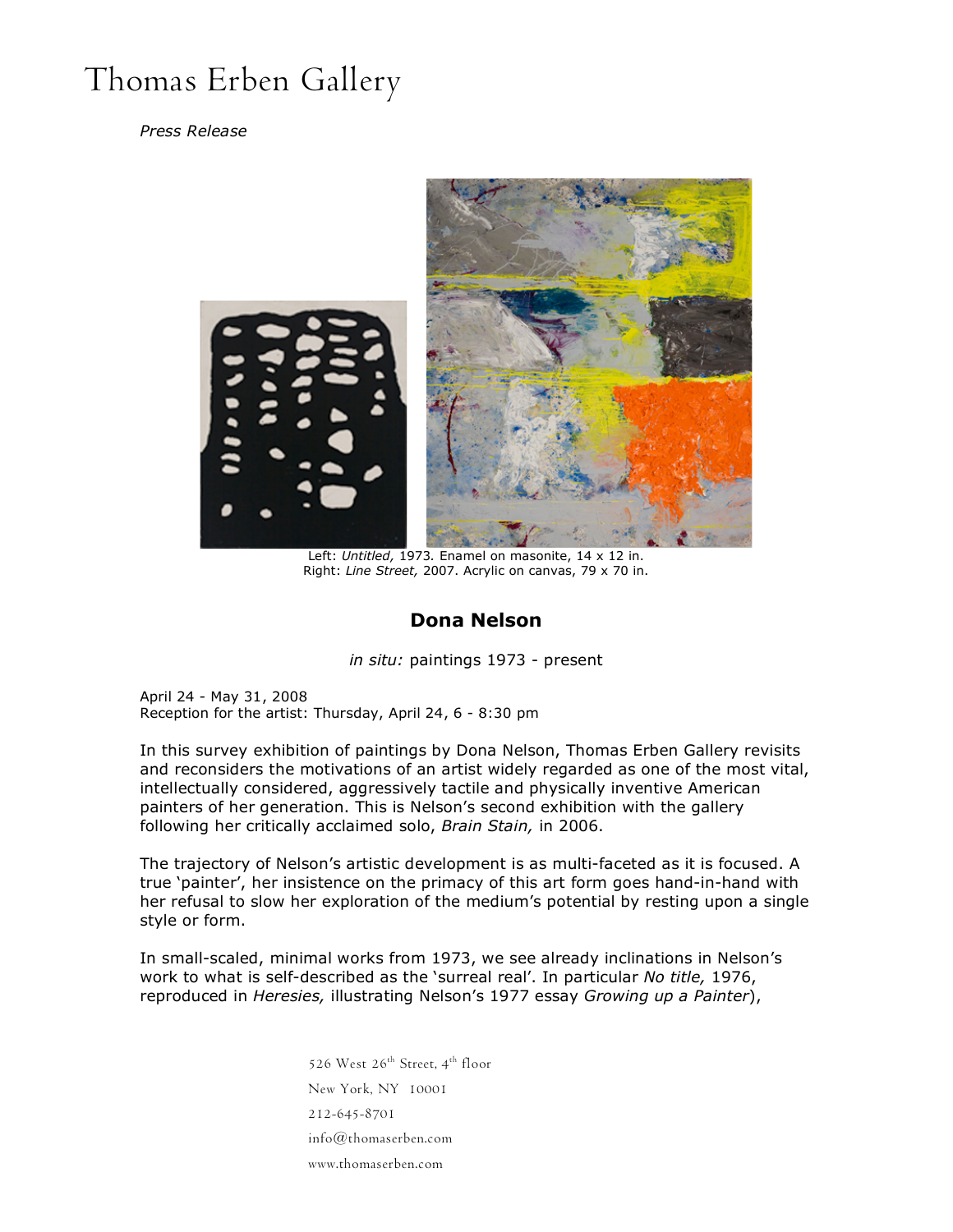# Thomas Erben Gallery

*Press Release*

Left: *Untitled,* 1973. Enamel on masonite, 14 x 12 in.
Right: *Line Street,* 2007. Acrylic on canvas, 79 x 70 in.

## Dona Nelson

*in situ:* paintings 1973 - present

April 24 - May 31, 2008
Reception for the artist: Thursday, April 24, 6 - 8:30 pm

In this survey exhibition of paintings by Dona Nelson, Thomas Erben Gallery revisits and reconsiders the motivations of an artist widely regarded as one of the most vital, intellectually considered, aggressively tactile and physically inventive American painters of her generation. This is Nelson's second exhibition with the gallery following her critically acclaimed solo, *Brain Stain,* in 2006.

The trajectory of Nelson's artistic development is as multi-faceted as it is focused. A true 'painter', her insistence on the primacy of this art form goes hand-in-hand with her refusal to slow her exploration of the medium's potential by resting upon a single style or form.

In small-scaled, minimal works from 1973, we see already inclinations in Nelson's work to what is self-described as the 'surreal real'. In particular *No title,* 1976, reproduced in *Heresies,* illustrating Nelson's 1977 essay *Growing up a Painter*),

526 West 26th Street, 4th floor
New York, NY 10001
212-645-8701
info@thomaserben.com
www.thomaserben.com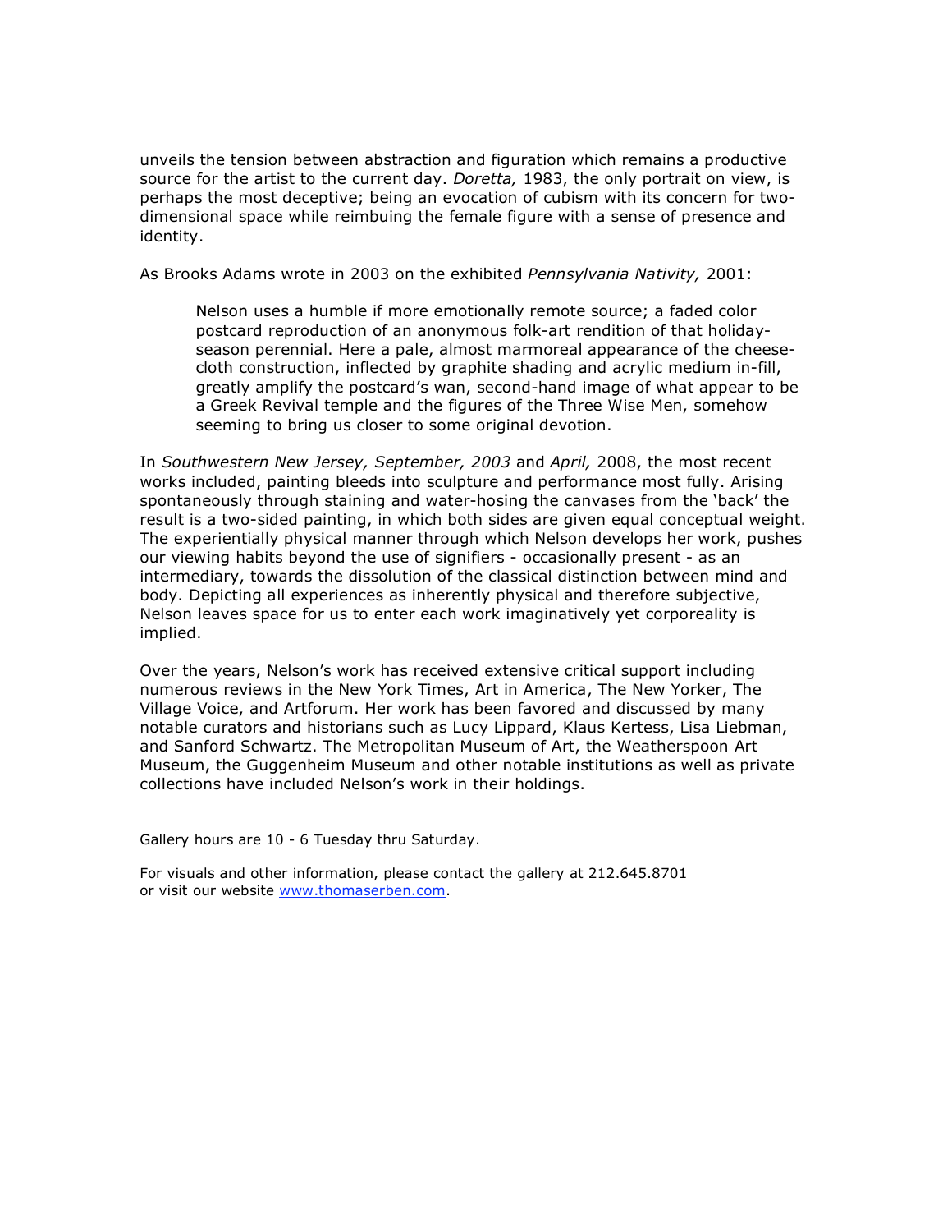unveils the tension between abstraction and figuration which remains a productive source for the artist to the current day. *Doretta,* 1983, the only portrait on view, is perhaps the most deceptive; being an evocation of cubism with its concern for two-dimensional space while reimbuing the female figure with a sense of presence and identity.

As Brooks Adams wrote in 2003 on the exhibited *Pennsylvania Nativity,* 2001:

> Nelson uses a humble if more emotionally remote source; a faded color postcard reproduction of an anonymous folk-art rendition of that holiday-season perennial. Here a pale, almost marmoreal appearance of the cheese-cloth construction, inflected by graphite shading and acrylic medium in-fill, greatly amplify the postcard's wan, second-hand image of what appear to be a Greek Revival temple and the figures of the Three Wise Men, somehow seeming to bring us closer to some original devotion.

In *Southwestern New Jersey, September, 2003* and *April,* 2008, the most recent works included, painting bleeds into sculpture and performance most fully. Arising spontaneously through staining and water-hosing the canvases from the 'back' the result is a two-sided painting, in which both sides are given equal conceptual weight. The experientially physical manner through which Nelson develops her work, pushes our viewing habits beyond the use of signifiers - occasionally present - as an intermediary, towards the dissolution of the classical distinction between mind and body. Depicting all experiences as inherently physical and therefore subjective, Nelson leaves space for us to enter each work imaginatively yet corporeality is implied.

Over the years, Nelson's work has received extensive critical support including numerous reviews in the New York Times, Art in America, The New Yorker, The Village Voice, and Artforum. Her work has been favored and discussed by many notable curators and historians such as Lucy Lippard, Klaus Kertess, Lisa Liebman, and Sanford Schwartz. The Metropolitan Museum of Art, the Weatherspoon Art Museum, the Guggenheim Museum and other notable institutions as well as private collections have included Nelson's work in their holdings.

Gallery hours are 10 - 6 Tuesday thru Saturday.

For visuals and other information, please contact the gallery at 212.645.8701 or visit our website www.thomaserben.com.